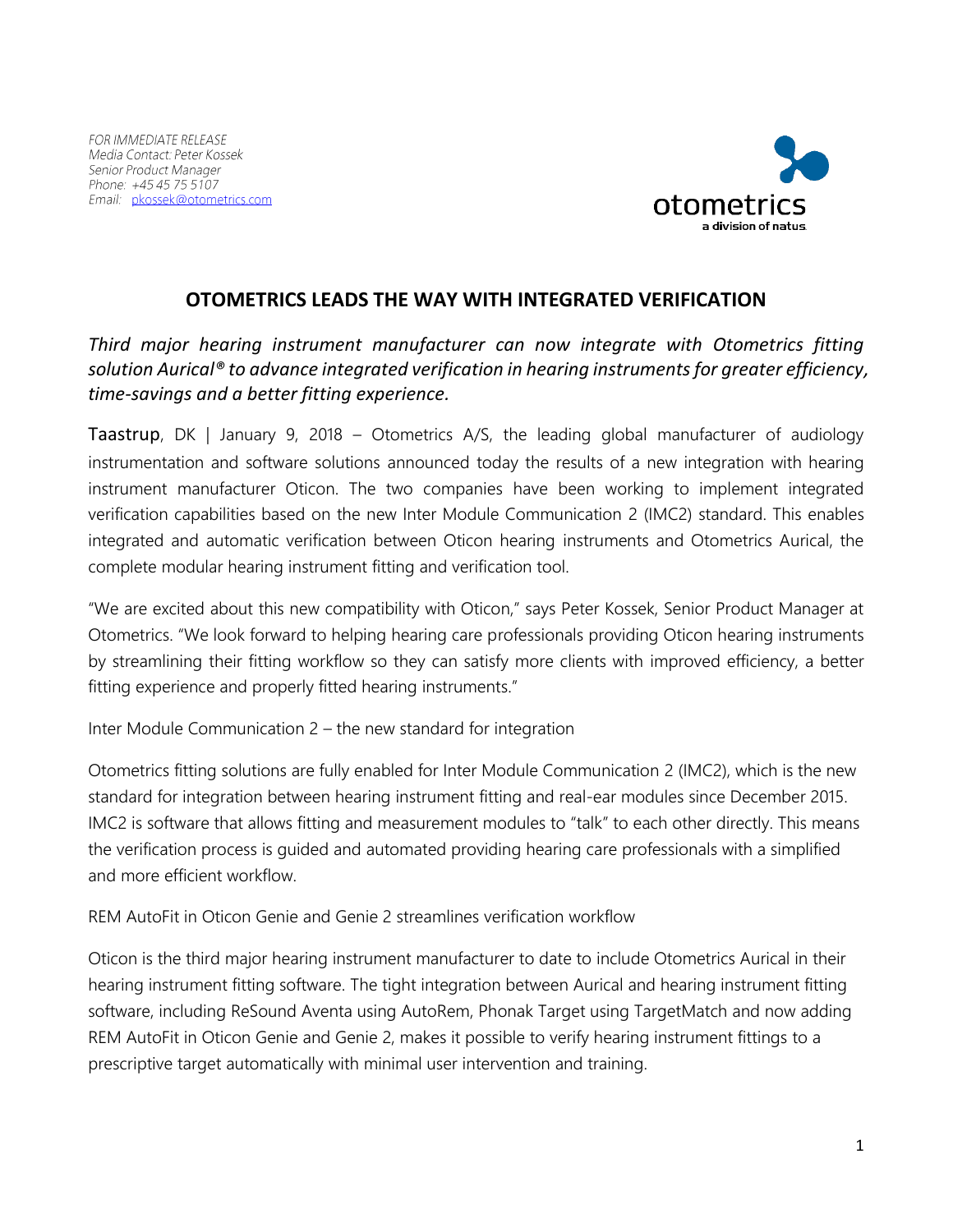*FOR IMMEDIATE RELEASE*
*Media Contact: Peter Kossek*
*Senior Product Manager*
*Phone: +45 45 75 5107*
*Email: pkossek@otometrics.com*

otometrics
a division of natus

# OTOMETRICS LEADS THE WAY WITH INTEGRATED VERIFICATION

*Third major hearing instrument manufacturer can now integrate with Otometrics fitting solution Aurical® to advance integrated verification in hearing instruments for greater efficiency, time-savings and a better fitting experience.*

Taastrup, DK | January 9, 2018 – Otometrics A/S, the leading global manufacturer of audiology instrumentation and software solutions announced today the results of a new integration with hearing instrument manufacturer Oticon. The two companies have been working to implement integrated verification capabilities based on the new Inter Module Communication 2 (IMC2) standard. This enables integrated and automatic verification between Oticon hearing instruments and Otometrics Aurical, the complete modular hearing instrument fitting and verification tool.

"We are excited about this new compatibility with Oticon," says Peter Kossek, Senior Product Manager at Otometrics. "We look forward to helping hearing care professionals providing Oticon hearing instruments by streamlining their fitting workflow so they can satisfy more clients with improved efficiency, a better fitting experience and properly fitted hearing instruments."

Inter Module Communication 2 – the new standard for integration

Otometrics fitting solutions are fully enabled for Inter Module Communication 2 (IMC2), which is the new standard for integration between hearing instrument fitting and real-ear modules since December 2015. IMC2 is software that allows fitting and measurement modules to "talk" to each other directly. This means the verification process is guided and automated providing hearing care professionals with a simplified and more efficient workflow.

REM AutoFit in Oticon Genie and Genie 2 streamlines verification workflow

Oticon is the third major hearing instrument manufacturer to date to include Otometrics Aurical in their hearing instrument fitting software. The tight integration between Aurical and hearing instrument fitting software, including ReSound Aventa using AutoRem, Phonak Target using TargetMatch and now adding REM AutoFit in Oticon Genie and Genie 2, makes it possible to verify hearing instrument fittings to a prescriptive target automatically with minimal user intervention and training.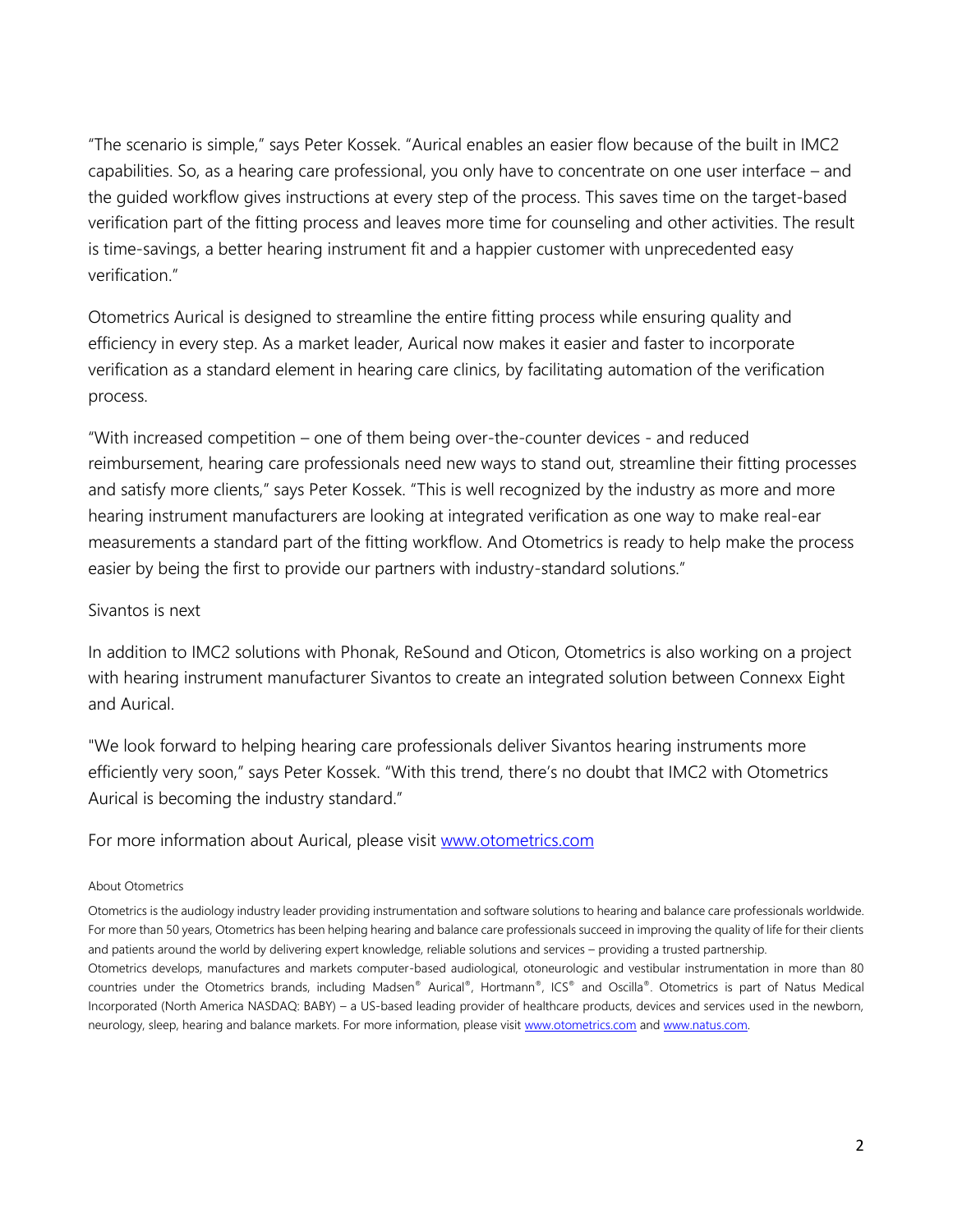"The scenario is simple," says Peter Kossek. "Aurical enables an easier flow because of the built in IMC2 capabilities. So, as a hearing care professional, you only have to concentrate on one user interface – and the guided workflow gives instructions at every step of the process. This saves time on the target-based verification part of the fitting process and leaves more time for counseling and other activities. The result is time-savings, a better hearing instrument fit and a happier customer with unprecedented easy verification."

Otometrics Aurical is designed to streamline the entire fitting process while ensuring quality and efficiency in every step. As a market leader, Aurical now makes it easier and faster to incorporate verification as a standard element in hearing care clinics, by facilitating automation of the verification process.

"With increased competition – one of them being over-the-counter devices - and reduced reimbursement, hearing care professionals need new ways to stand out, streamline their fitting processes and satisfy more clients," says Peter Kossek. "This is well recognized by the industry as more and more hearing instrument manufacturers are looking at integrated verification as one way to make real-ear measurements a standard part of the fitting workflow. And Otometrics is ready to help make the process easier by being the first to provide our partners with industry-standard solutions."

## Sivantos is next

In addition to IMC2 solutions with Phonak, ReSound and Oticon, Otometrics is also working on a project with hearing instrument manufacturer Sivantos to create an integrated solution between Connexx Eight and Aurical.

"We look forward to helping hearing care professionals deliver Sivantos hearing instruments more efficiently very soon," says Peter Kossek. "With this trend, there's no doubt that IMC2 with Otometrics Aurical is becoming the industry standard."

For more information about Aurical, please visit [www.otometrics.com](www.otometrics.com)

### About Otometrics

Otometrics is the audiology industry leader providing instrumentation and software solutions to hearing and balance care professionals worldwide. For more than 50 years, Otometrics has been helping hearing and balance care professionals succeed in improving the quality of life for their clients and patients around the world by delivering expert knowledge, reliable solutions and services – providing a trusted partnership.
Otometrics develops, manufactures and markets computer-based audiological, otoneurologic and vestibular instrumentation in more than 80 countries under the Otometrics brands, including Madsen® Aurical®, Hortmann®, ICS® and Oscilla®. Otometrics is part of Natus Medical Incorporated (North America NASDAQ: BABY) – a US-based leading provider of healthcare products, devices and services used in the newborn, neurology, sleep, hearing and balance markets. For more information, please visit [www.otometrics.com](www.otometrics.com) and [www.natus.com](www.natus.com).